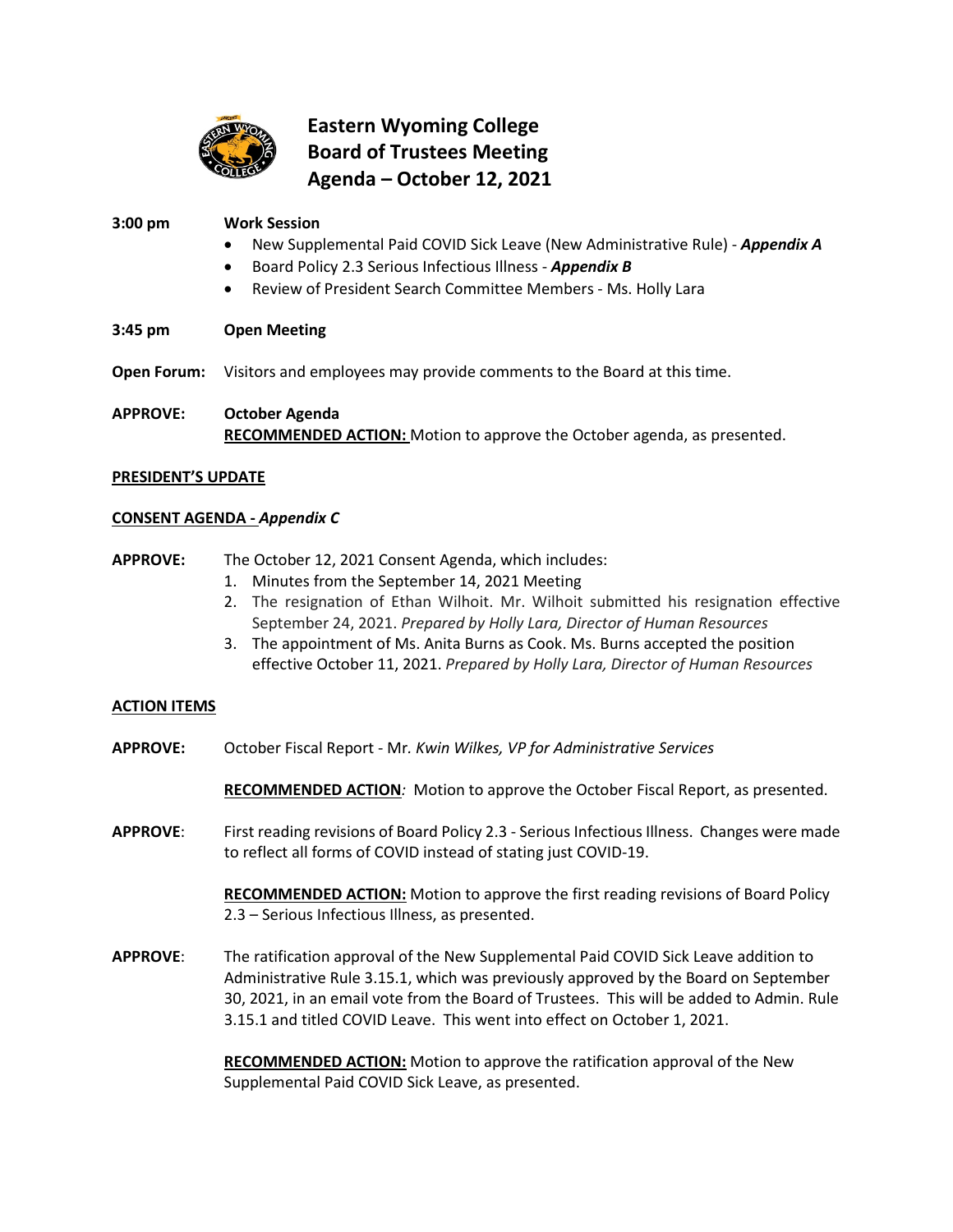# Eastern Wyoming College
# Board of Trustees Meeting
# Agenda – October 12, 2021

**3:00 pm** **Work Session**

- New Supplemental Paid COVID Sick Leave (New Administrative Rule) - ***Appendix A***
- Board Policy 2.3 Serious Infectious Illness - ***Appendix B***
- Review of President Search Committee Members - Ms. Holly Lara

**3:45 pm** **Open Meeting**

**Open Forum:** Visitors and employees may provide comments to the Board at this time.

**APPROVE:** **October Agenda**
**RECOMMENDED ACTION:** Motion to approve the October agenda, as presented.

**PRESIDENT'S UPDATE**

**CONSENT AGENDA -** ***Appendix C***

**APPROVE:** The October 12, 2021 Consent Agenda, which includes:

1. Minutes from the September 14, 2021 Meeting
2. The resignation of Ethan Wilhoit. Mr. Wilhoit submitted his resignation effective September 24, 2021. *Prepared by Holly Lara, Director of Human Resources*
3. The appointment of Ms. Anita Burns as Cook. Ms. Burns accepted the position effective October 11, 2021. *Prepared by Holly Lara, Director of Human Resources*

**ACTION ITEMS**

**APPROVE:** October Fiscal Report - Mr. *Kwin Wilkes, VP for Administrative Services*

**RECOMMENDED ACTION***:* Motion to approve the October Fiscal Report, as presented.

**APPROVE**: First reading revisions of Board Policy 2.3 - Serious Infectious Illness. Changes were made to reflect all forms of COVID instead of stating just COVID-19.

**RECOMMENDED ACTION:** Motion to approve the first reading revisions of Board Policy 2.3 – Serious Infectious Illness, as presented.

**APPROVE**: The ratification approval of the New Supplemental Paid COVID Sick Leave addition to Administrative Rule 3.15.1, which was previously approved by the Board on September 30, 2021, in an email vote from the Board of Trustees. This will be added to Admin. Rule 3.15.1 and titled COVID Leave. This went into effect on October 1, 2021.

**RECOMMENDED ACTION:** Motion to approve the ratification approval of the New Supplemental Paid COVID Sick Leave, as presented.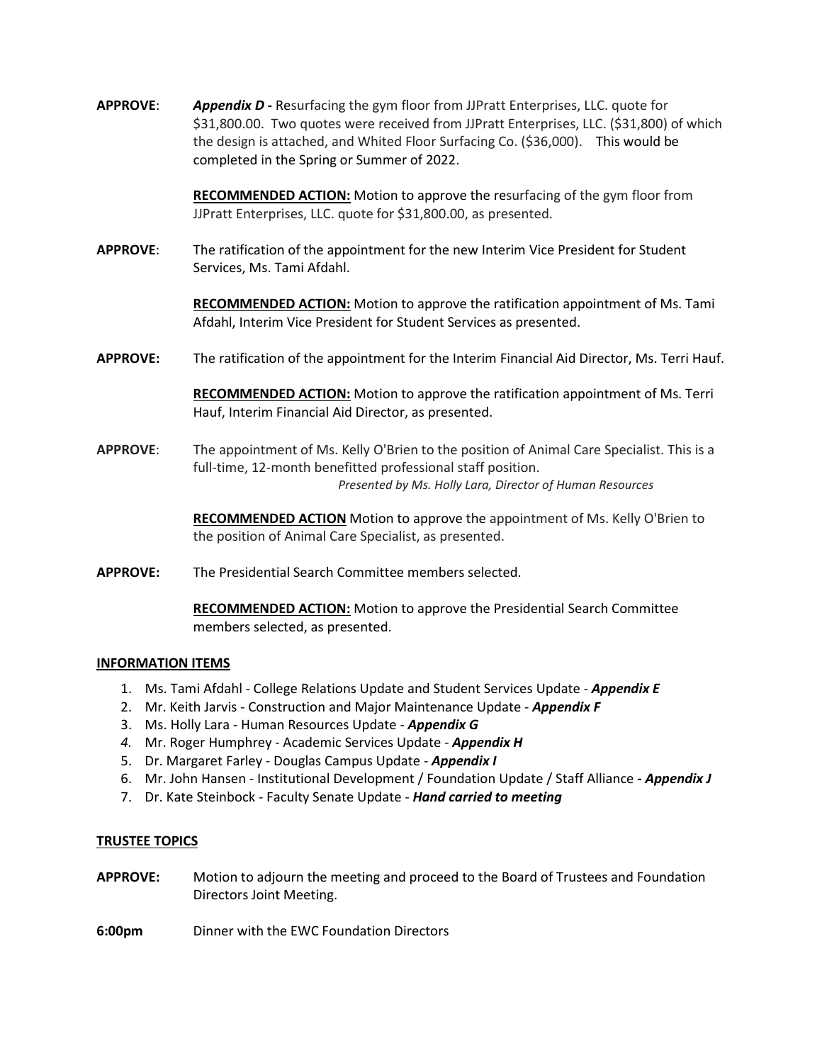**APPROVE**: ***Appendix D -*** Resurfacing the gym floor from JJPratt Enterprises, LLC. quote for $31,800.00. Two quotes were received from JJPratt Enterprises, LLC. ($31,800) of which the design is attached, and Whited Floor Surfacing Co. ($36,000). This would be completed in the Spring or Summer of 2022.

**RECOMMENDED ACTION:** Motion to approve the resurfacing of the gym floor from JJPratt Enterprises, LLC. quote for $31,800.00, as presented.

**APPROVE**: The ratification of the appointment for the new Interim Vice President for Student Services, Ms. Tami Afdahl.

**RECOMMENDED ACTION:** Motion to approve the ratification appointment of Ms. Tami Afdahl, Interim Vice President for Student Services as presented.

**APPROVE:** The ratification of the appointment for the Interim Financial Aid Director, Ms. Terri Hauf.

**RECOMMENDED ACTION:** Motion to approve the ratification appointment of Ms. Terri Hauf, Interim Financial Aid Director, as presented.

**APPROVE**: The appointment of Ms. Kelly O'Brien to the position of Animal Care Specialist. This is a full-time, 12-month benefitted professional staff position.

*Presented by Ms. Holly Lara, Director of Human Resources*

**RECOMMENDED ACTION** Motion to approve the appointment of Ms. Kelly O'Brien to the position of Animal Care Specialist, as presented.

**APPROVE:** The Presidential Search Committee members selected.

**RECOMMENDED ACTION:** Motion to approve the Presidential Search Committee members selected, as presented.

## INFORMATION ITEMS

1. Ms. Tami Afdahl - College Relations Update and Student Services Update - ***Appendix E***
2. Mr. Keith Jarvis - Construction and Major Maintenance Update - ***Appendix F***
3. Ms. Holly Lara - Human Resources Update - ***Appendix G***
4. Mr. Roger Humphrey - Academic Services Update - ***Appendix H***
5. Dr. Margaret Farley - Douglas Campus Update - ***Appendix I***
6. Mr. John Hansen - Institutional Development / Foundation Update / Staff Alliance ***- Appendix J***
7. Dr. Kate Steinbock - Faculty Senate Update - ***Hand carried to meeting***

## TRUSTEE TOPICS

**APPROVE:** Motion to adjourn the meeting and proceed to the Board of Trustees and Foundation Directors Joint Meeting.

**6:00pm** Dinner with the EWC Foundation Directors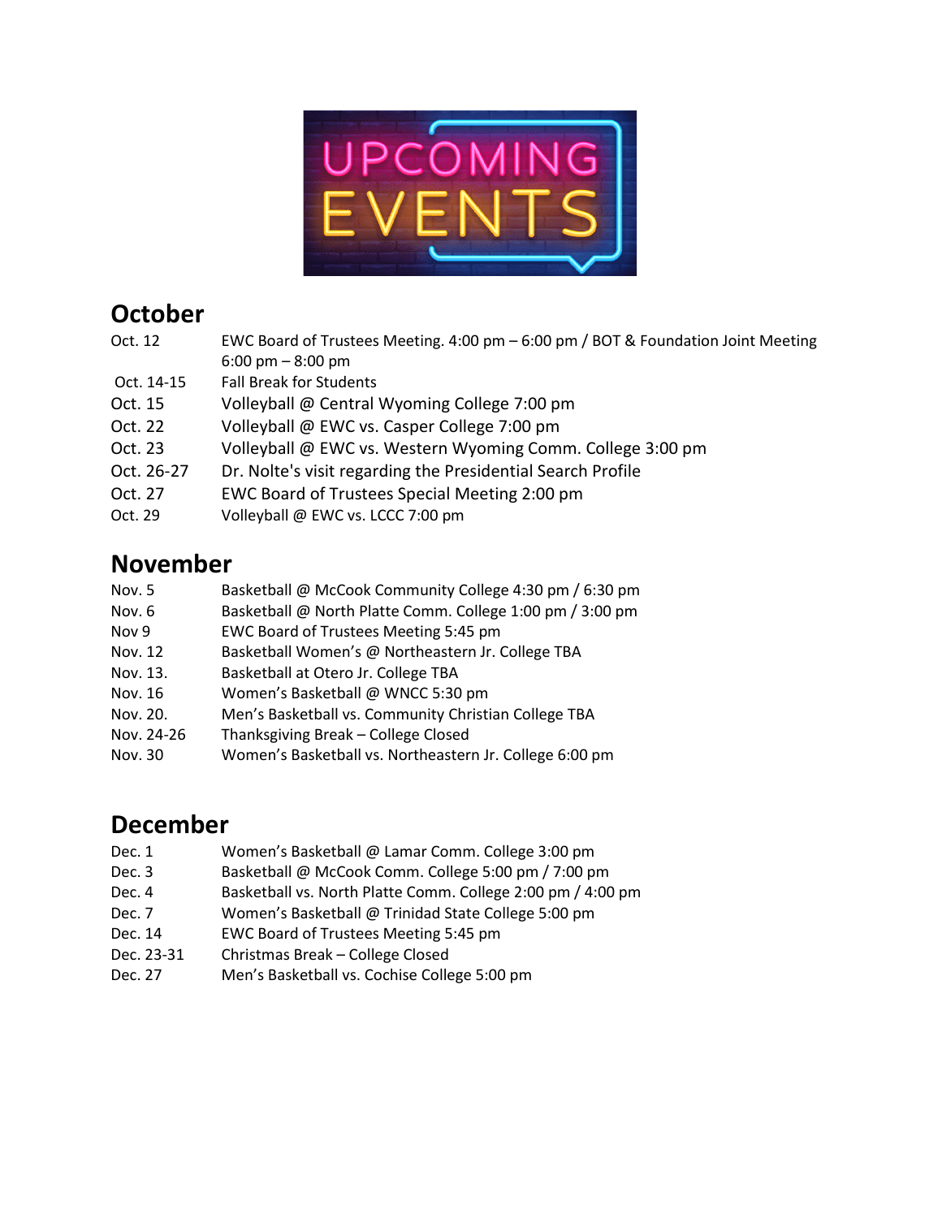# UPCOMING EVENTS

## October

| | |
|---|---|
| Oct. 12 | EWC Board of Trustees Meeting. 4:00 pm – 6:00 pm / BOT & Foundation Joint Meeting 6:00 pm – 8:00 pm |
| Oct. 14-15 | Fall Break for Students |
| Oct. 15 | Volleyball @ Central Wyoming College 7:00 pm |
| Oct. 22 | Volleyball @ EWC vs. Casper College 7:00 pm |
| Oct. 23 | Volleyball @ EWC vs. Western Wyoming Comm. College 3:00 pm |
| Oct. 26-27 | Dr. Nolte's visit regarding the Presidential Search Profile |
| Oct. 27 | EWC Board of Trustees Special Meeting 2:00 pm |
| Oct. 29 | Volleyball @ EWC vs. LCCC 7:00 pm |

## November

| | |
|---|---|
| Nov. 5 | Basketball @ McCook Community College 4:30 pm / 6:30 pm |
| Nov. 6 | Basketball @ North Platte Comm. College 1:00 pm / 3:00 pm |
| Nov 9 | EWC Board of Trustees Meeting 5:45 pm |
| Nov. 12 | Basketball Women's @ Northeastern Jr. College TBA |
| Nov. 13. | Basketball at Otero Jr. College TBA |
| Nov. 16 | Women's Basketball @ WNCC 5:30 pm |
| Nov. 20. | Men's Basketball vs. Community Christian College TBA |
| Nov. 24-26 | Thanksgiving Break – College Closed |
| Nov. 30 | Women's Basketball vs. Northeastern Jr. College 6:00 pm |

## December

| | |
|---|---|
| Dec. 1 | Women's Basketball @ Lamar Comm. College 3:00 pm |
| Dec. 3 | Basketball @ McCook Comm. College 5:00 pm / 7:00 pm |
| Dec. 4 | Basketball vs. North Platte Comm. College 2:00 pm / 4:00 pm |
| Dec. 7 | Women's Basketball @ Trinidad State College 5:00 pm |
| Dec. 14 | EWC Board of Trustees Meeting 5:45 pm |
| Dec. 23-31 | Christmas Break – College Closed |
| Dec. 27 | Men's Basketball vs. Cochise College 5:00 pm |